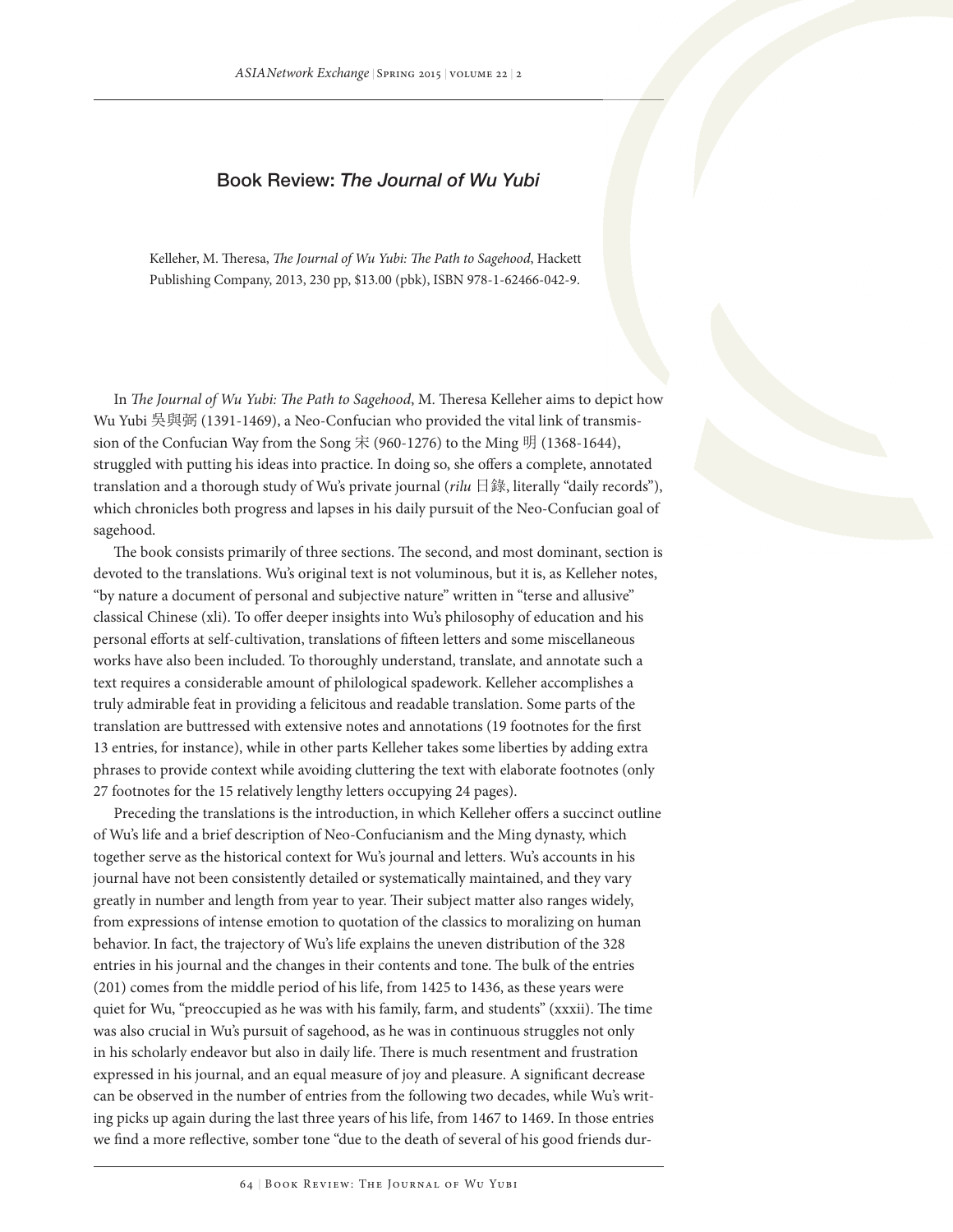# Book Review: *The Journal of Wu Yubi*

Kelleher, M. Theresa, *The Journal of Wu Yubi: The Path to Sagehood*, Hackett Publishing Company, 2013, 230 pp, $13.00 (pbk), ISBN 978-1-62466-042-9.

In *The Journal of Wu Yubi: The Path to Sagehood*, M. Theresa Kelleher aims to depict how Wu Yubi 吳與弼 (1391-1469), a Neo-Confucian who provided the vital link of transmission of the Confucian Way from the Song 宋 (960-1276) to the Ming 明 (1368-1644), struggled with putting his ideas into practice. In doing so, she offers a complete, annotated translation and a thorough study of Wu's private journal (*rilu* 日錄, literally "daily records"), which chronicles both progress and lapses in his daily pursuit of the Neo-Confucian goal of sagehood.

The book consists primarily of three sections. The second, and most dominant, section is devoted to the translations. Wu's original text is not voluminous, but it is, as Kelleher notes, "by nature a document of personal and subjective nature" written in "terse and allusive" classical Chinese (xli). To offer deeper insights into Wu's philosophy of education and his personal efforts at self-cultivation, translations of fifteen letters and some miscellaneous works have also been included. To thoroughly understand, translate, and annotate such a text requires a considerable amount of philological spadework. Kelleher accomplishes a truly admirable feat in providing a felicitous and readable translation. Some parts of the translation are buttressed with extensive notes and annotations (19 footnotes for the first 13 entries, for instance), while in other parts Kelleher takes some liberties by adding extra phrases to provide context while avoiding cluttering the text with elaborate footnotes (only 27 footnotes for the 15 relatively lengthy letters occupying 24 pages).

Preceding the translations is the introduction, in which Kelleher offers a succinct outline of Wu's life and a brief description of Neo-Confucianism and the Ming dynasty, which together serve as the historical context for Wu's journal and letters. Wu's accounts in his journal have not been consistently detailed or systematically maintained, and they vary greatly in number and length from year to year. Their subject matter also ranges widely, from expressions of intense emotion to quotation of the classics to moralizing on human behavior. In fact, the trajectory of Wu's life explains the uneven distribution of the 328 entries in his journal and the changes in their contents and tone. The bulk of the entries (201) comes from the middle period of his life, from 1425 to 1436, as these years were quiet for Wu, "preoccupied as he was with his family, farm, and students" (xxxii). The time was also crucial in Wu's pursuit of sagehood, as he was in continuous struggles not only in his scholarly endeavor but also in daily life. There is much resentment and frustration expressed in his journal, and an equal measure of joy and pleasure. A significant decrease can be observed in the number of entries from the following two decades, while Wu's writing picks up again during the last three years of his life, from 1467 to 1469. In those entries we find a more reflective, somber tone "due to the death of several of his good friends dur-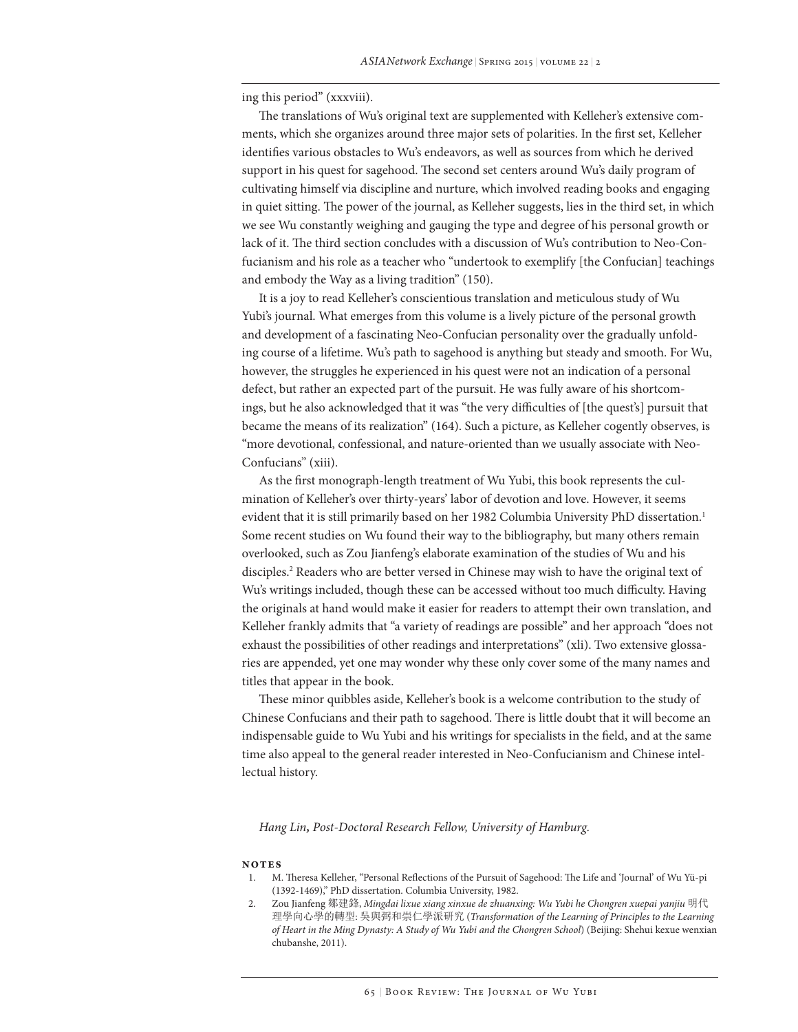ing this period" (xxxviii).

The translations of Wu's original text are supplemented with Kelleher's extensive comments, which she organizes around three major sets of polarities. In the first set, Kelleher identifies various obstacles to Wu's endeavors, as well as sources from which he derived support in his quest for sagehood. The second set centers around Wu's daily program of cultivating himself via discipline and nurture, which involved reading books and engaging in quiet sitting. The power of the journal, as Kelleher suggests, lies in the third set, in which we see Wu constantly weighing and gauging the type and degree of his personal growth or lack of it. The third section concludes with a discussion of Wu's contribution to Neo-Confucianism and his role as a teacher who "undertook to exemplify [the Confucian] teachings and embody the Way as a living tradition" (150).

It is a joy to read Kelleher's conscientious translation and meticulous study of Wu Yubi's journal. What emerges from this volume is a lively picture of the personal growth and development of a fascinating Neo-Confucian personality over the gradually unfolding course of a lifetime. Wu's path to sagehood is anything but steady and smooth. For Wu, however, the struggles he experienced in his quest were not an indication of a personal defect, but rather an expected part of the pursuit. He was fully aware of his shortcomings, but he also acknowledged that it was "the very difficulties of [the quest's] pursuit that became the means of its realization" (164). Such a picture, as Kelleher cogently observes, is "more devotional, confessional, and nature-oriented than we usually associate with Neo-Confucians" (xiii).

As the first monograph-length treatment of Wu Yubi, this book represents the culmination of Kelleher's over thirty-years' labor of devotion and love. However, it seems evident that it is still primarily based on her 1982 Columbia University PhD dissertation.[1] Some recent studies on Wu found their way to the bibliography, but many others remain overlooked, such as Zou Jianfeng's elaborate examination of the studies of Wu and his disciples.[2] Readers who are better versed in Chinese may wish to have the original text of Wu's writings included, though these can be accessed without too much difficulty. Having the originals at hand would make it easier for readers to attempt their own translation, and Kelleher frankly admits that "a variety of readings are possible" and her approach "does not exhaust the possibilities of other readings and interpretations" (xli). Two extensive glossaries are appended, yet one may wonder why these only cover some of the many names and titles that appear in the book.

These minor quibbles aside, Kelleher's book is a welcome contribution to the study of Chinese Confucians and their path to sagehood. There is little doubt that it will become an indispensable guide to Wu Yubi and his writings for specialists in the field, and at the same time also appeal to the general reader interested in Neo-Confucianism and Chinese intellectual history.

*Hang Lin, Post-Doctoral Research Fellow, University of Hamburg.*

## Notes

1. M. Theresa Kelleher, "Personal Reflections of the Pursuit of Sagehood: The Life and 'Journal' of Wu Yü-pi (1392-1469)," PhD dissertation. Columbia University, 1982.
2. Zou Jianfeng 鄒建鋒, *Mingdai lixue xiang xinxue de zhuanxing: Wu Yubi he Chongren xuepai yanjiu* 明代理學向心學的轉型: 吳與弼和崇仁學派研究 (*Transformation of the Learning of Principles to the Learning of Heart in the Ming Dynasty: A Study of Wu Yubi and the Chongren School*) (Beijing: Shehui kexue wenxian chubanshe, 2011).